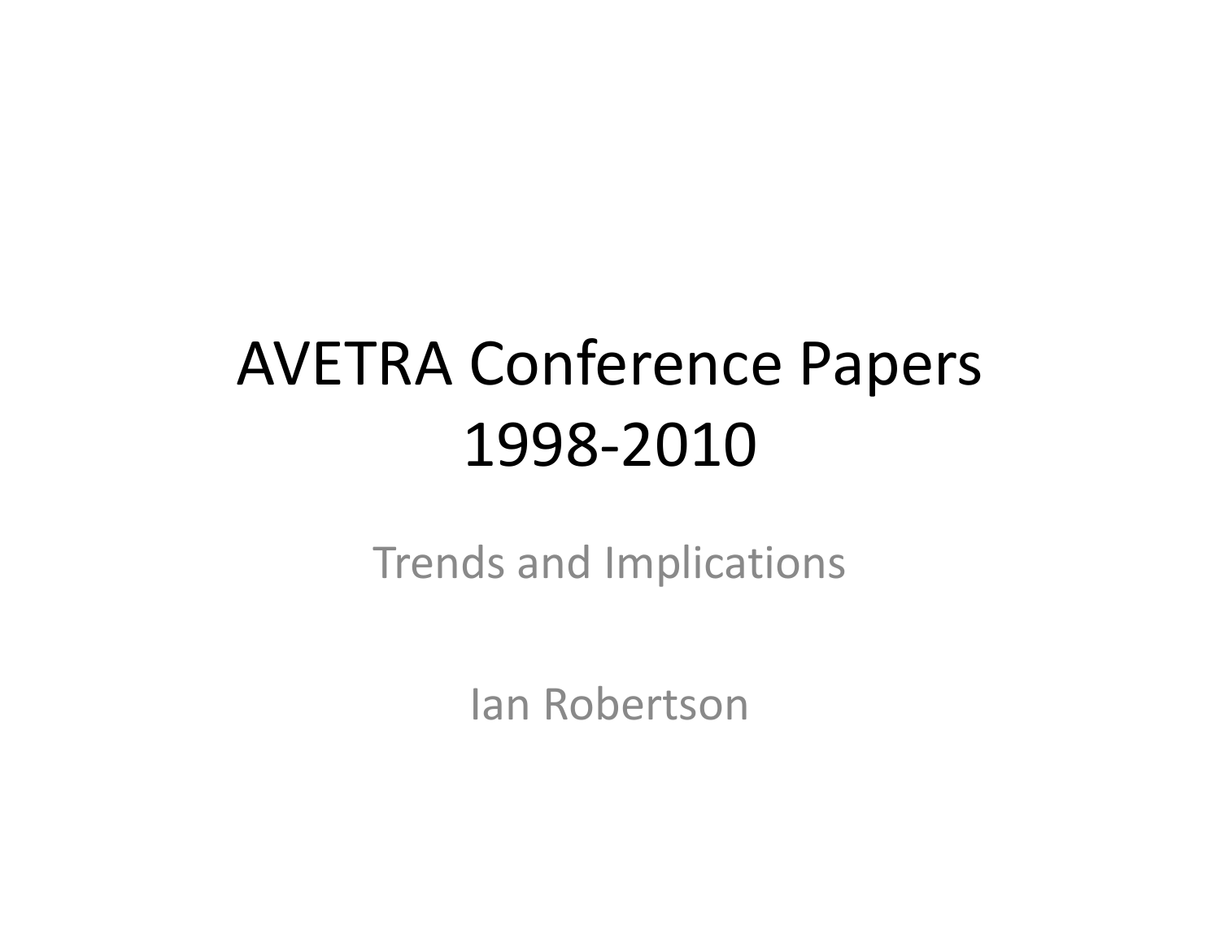# AVETRA Conference Papers 1998-2010

Trends and Implications

Ian Robertson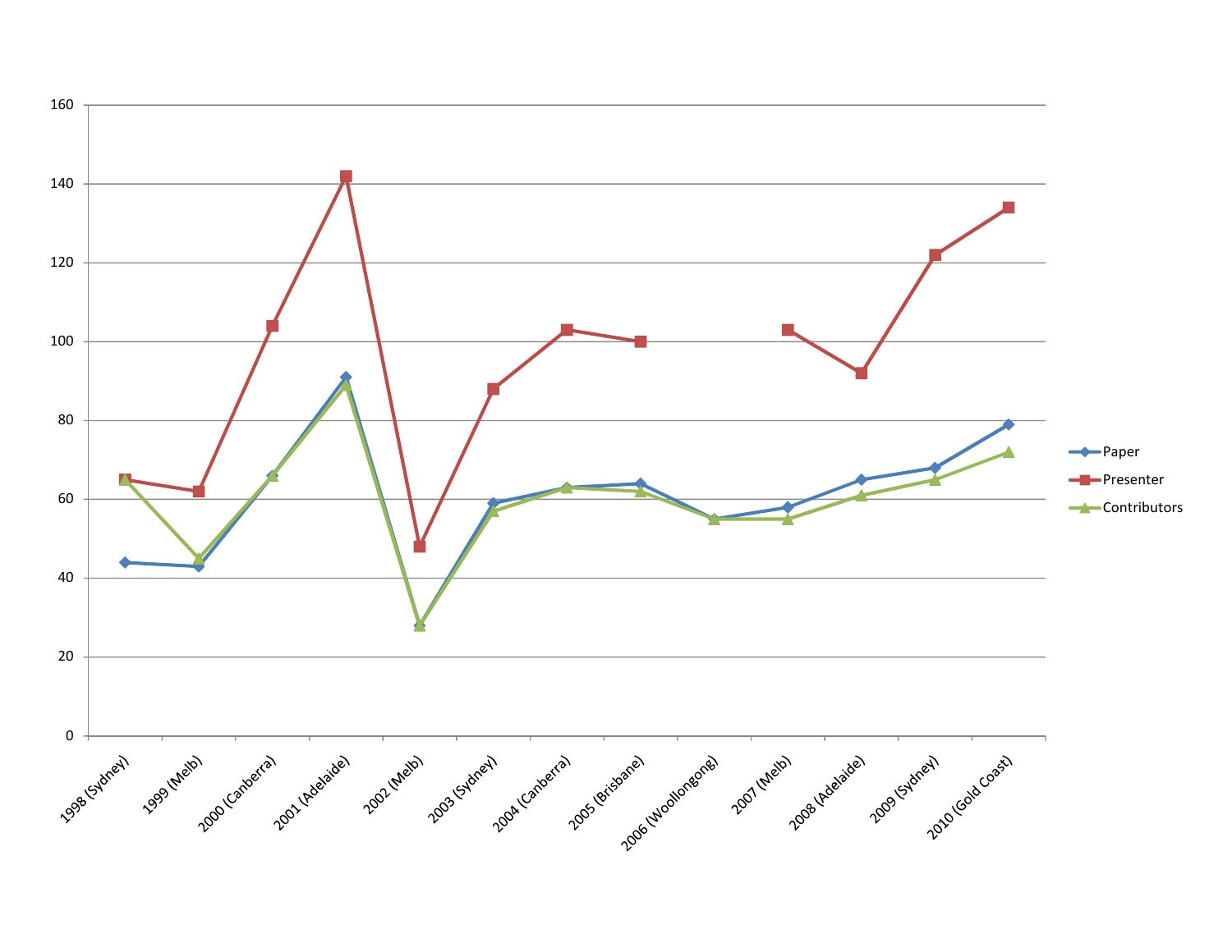160

140

120

100

80

60

40

20

0

1998 (Sydney)
1999 (Melb)
2000 (Canberra)
2001 (Adelaide)
2002 (Melb)
2003 (Sydney)
2004 (Canberra)
2005 (Brisbane)
2006 (Woollongong)
2007 (Melb)
2008 (Adelaide)
2009 (Sydney)
2010 (Gold Coast)

- Paper
- Presenter
- Contributors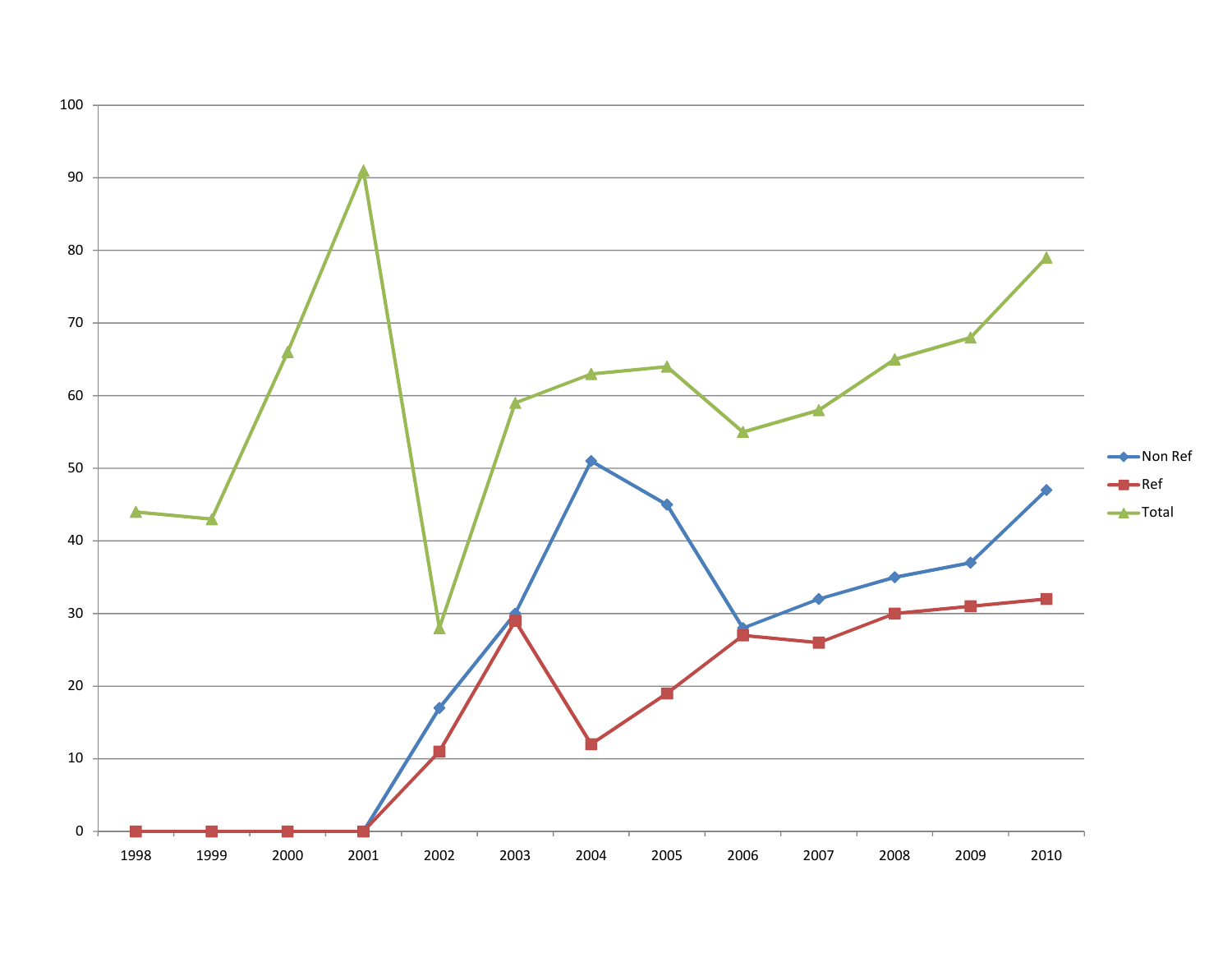| Year | Non Ref | Ref | Total |
| --- | --- | --- | --- |
| 1998 | 0 | 0 | 44 |
| 1999 | 0 | 0 | 43 |
| 2000 | 0 | 0 | 66 |
| 2001 | 0 | 0 | 91 |
| 2002 | 17 | 11 | 28 |
| 2003 | 30 | 29 | 59 |
| 2004 | 51 | 12 | 63 |
| 2005 | 45 | 19 | 64 |
| 2006 | 28 | 27 | 55 |
| 2007 | 32 | 26 | 58 |
| 2008 | 35 | 30 | 65 |
| 2009 | 37 | 31 | 68 |
| 2010 | 47 | 32 | 79 |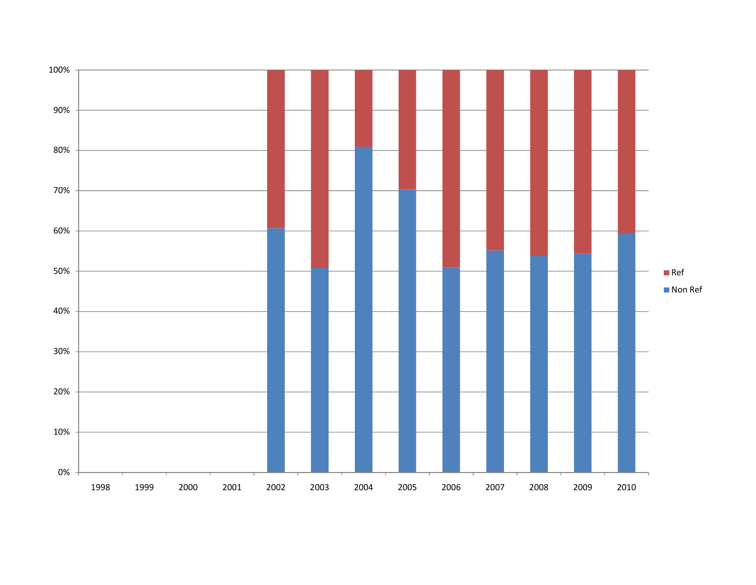100%
90%
80%
70%
60%
50%
40%
30%
20%
10%
0%

1998 1999 2000 2001 2002 2003 2004 2005 2006 2007 2008 2009 2010

Ref
Non Ref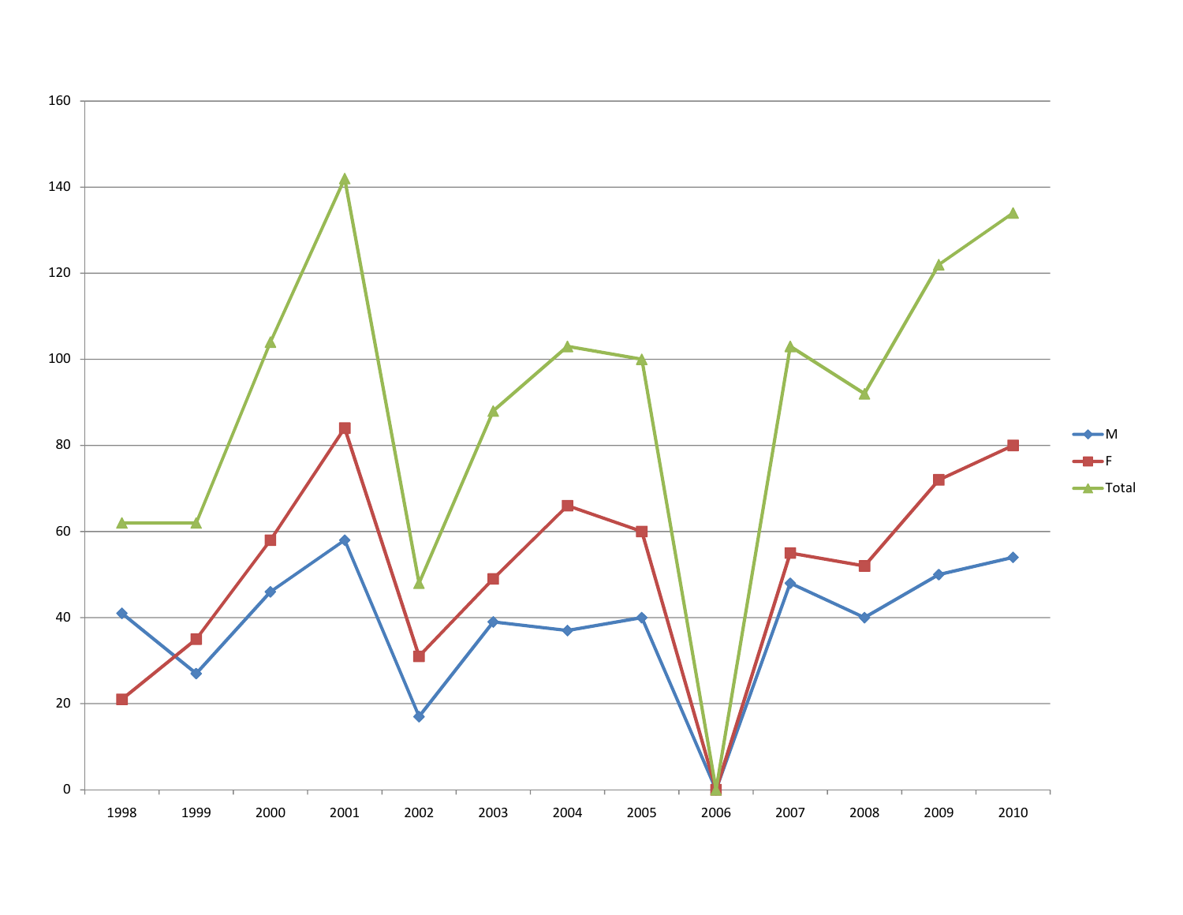160

140

120

100

80

60

40

20

0

1998 1999 2000 2001 2002 2003 2004 2005 2006 2007 2008 2009 2010

- M
- F
- Total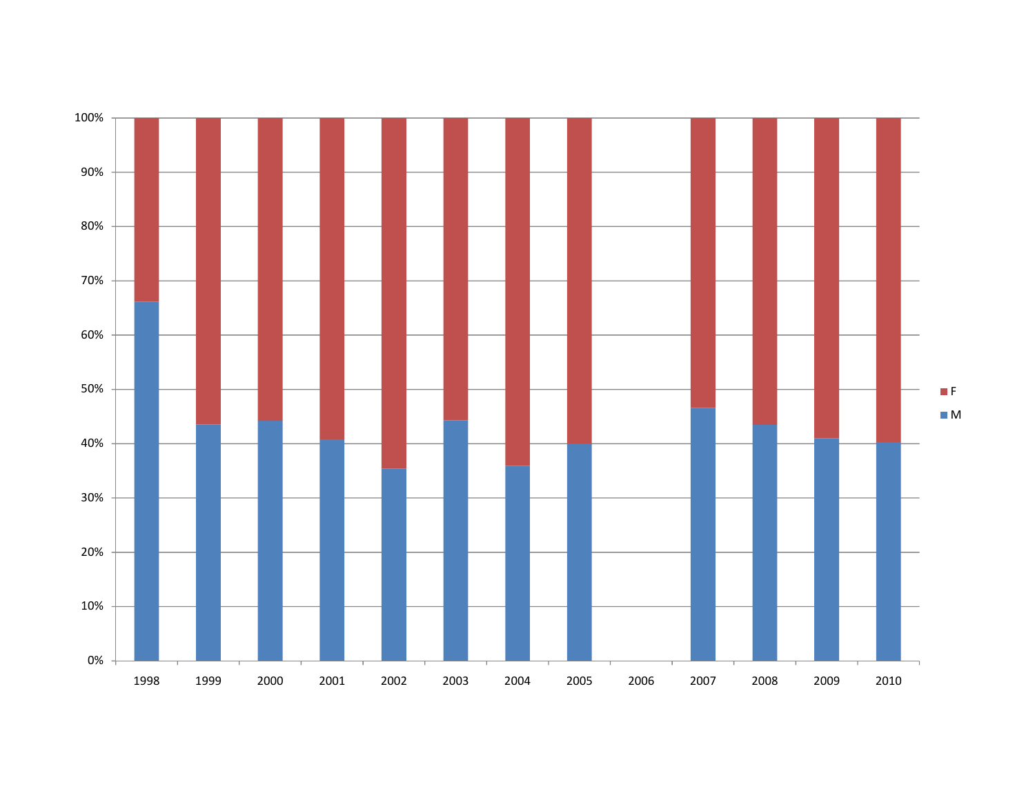100%

90%

80%

70%

60%

50%

40%

30%

20%

10%

0%

1998 1999 2000 2001 2002 2003 2004 2005 2006 2007 2008 2009 2010

F

M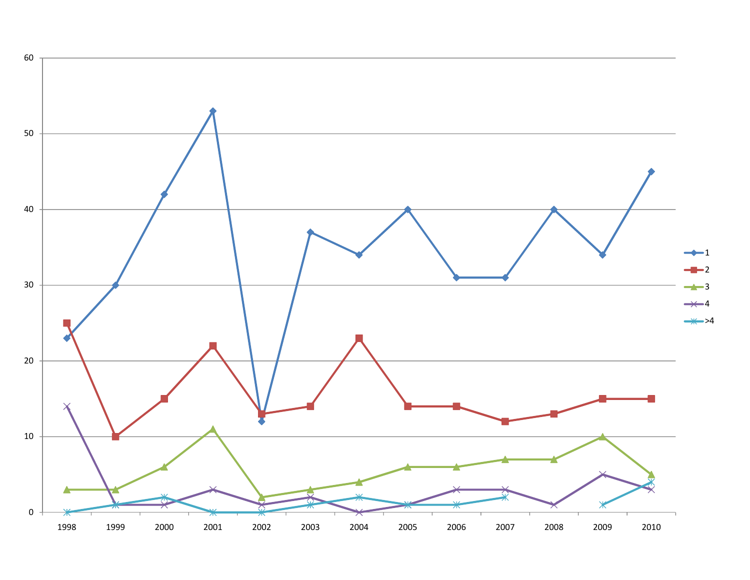| Year | 1 | 2 | 3 | 4 | >4 |
|---|---|---|---|---|---|
| 1998 | 23 | 25 | 3 | 14 | 0 |
| 1999 | 30 | 10 | 3 | 1 | 1 |
| 2000 | 42 | 15 | 6 | 1 | 2 |
| 2001 | 53 | 22 | 11 | 3 | 0 |
| 2002 | 12 | 13 | 2 | 1 | 0 |
| 2003 | 37 | 14 | 3 | 2 | 1 |
| 2004 | 34 | 23 | 4 | 0 | 2 |
| 2005 | 40 | 14 | 6 | 1 | 1 |
| 2006 | 31 | 14 | 6 | 3 | 1 |
| 2007 | 31 | 12 | 7 | 3 | 2 |
| 2008 | 40 | 13 | 7 | 1 | |
| 2009 | 34 | 15 | 10 | 5 | 1 |
| 2010 | 45 | 15 | 5 | 3 | 4 |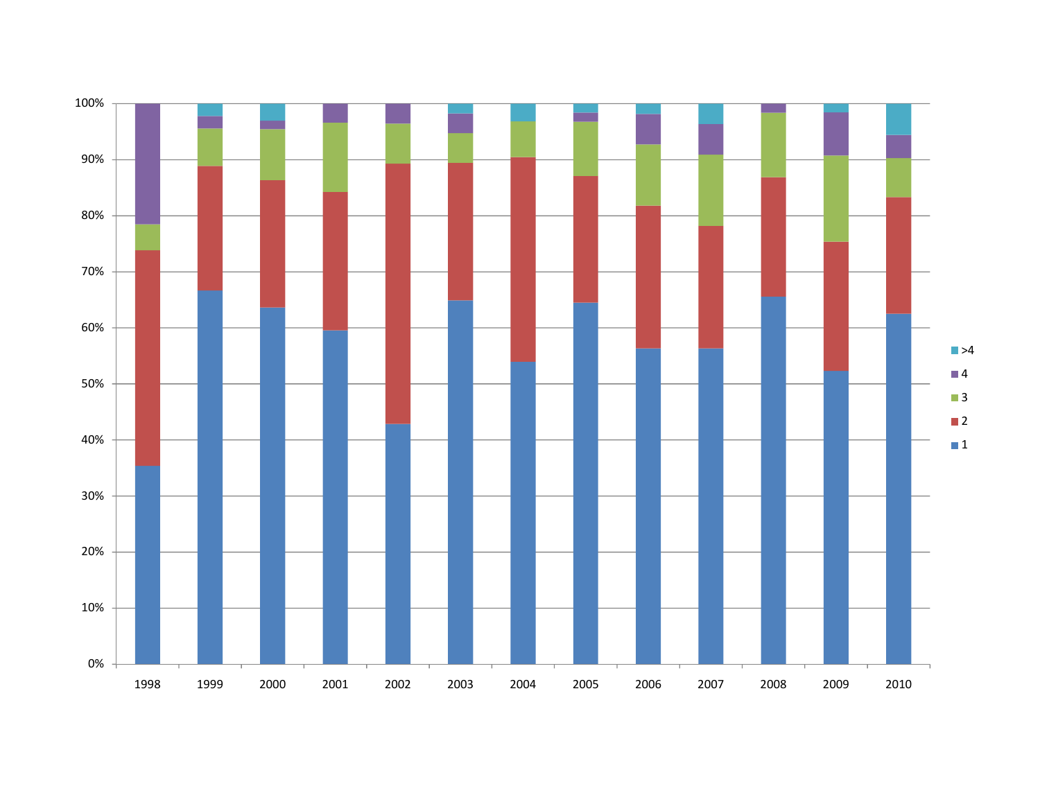100%
90%
80%
70%
60%
50%
40%
30%
20%
10%
0%

1998 1999 2000 2001 2002 2003 2004 2005 2006 2007 2008 2009 2010

- >4
- 4
- 3
- 2
- 1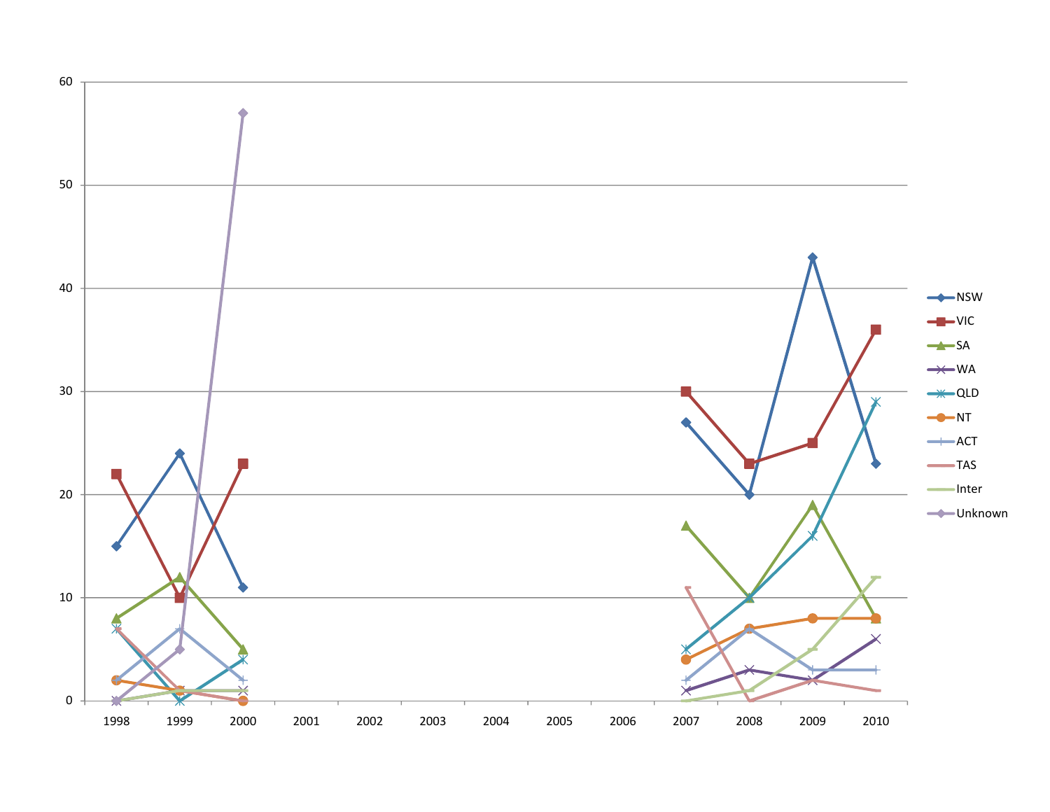60

50

40

30

20

10

0

1998 1999 2000 2001 2002 2003 2004 2005 2006 2007 2008 2009 2010

- NSW
- VIC
- SA
- WA
- QLD
- NT
- ACT
- TAS
- Inter
- Unknown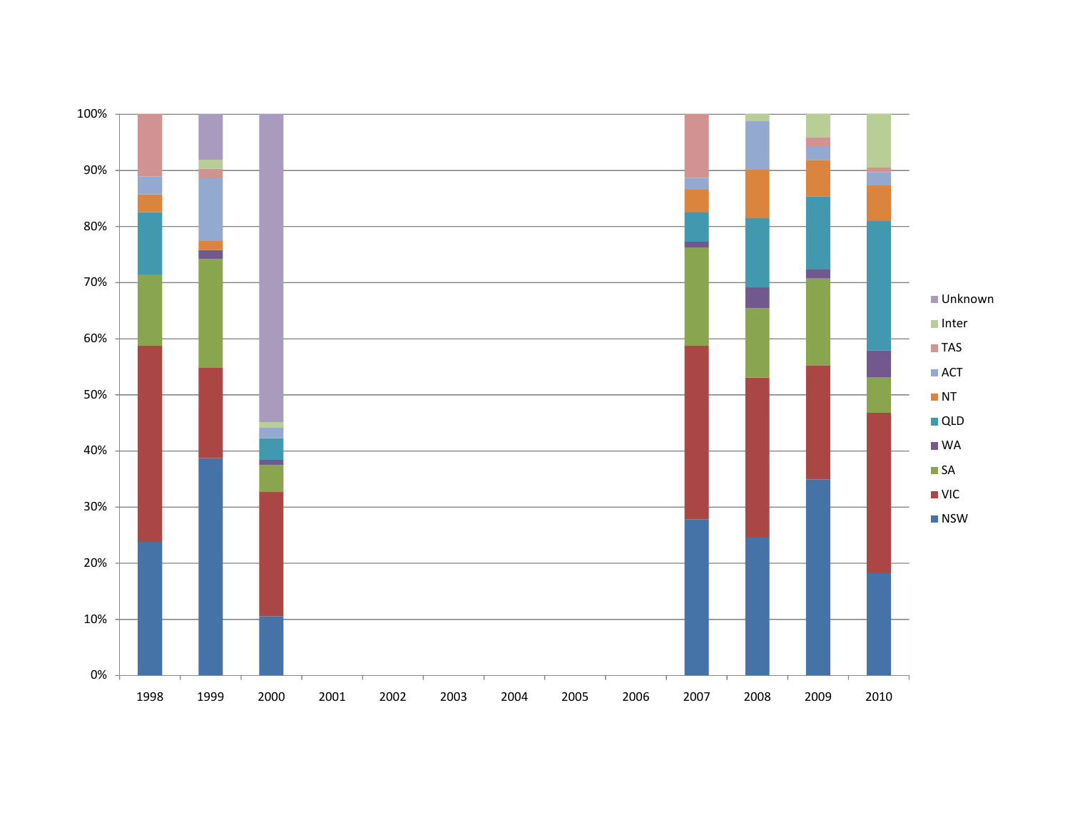100%
90%
80%
70%
60%
50%
40%
30%
20%
10%
0%

1998 1999 2000 2001 2002 2003 2004 2005 2006 2007 2008 2009 2010

- Unknown
- Inter
- TAS
- ACT
- NT
- QLD
- WA
- SA
- VIC
- NSW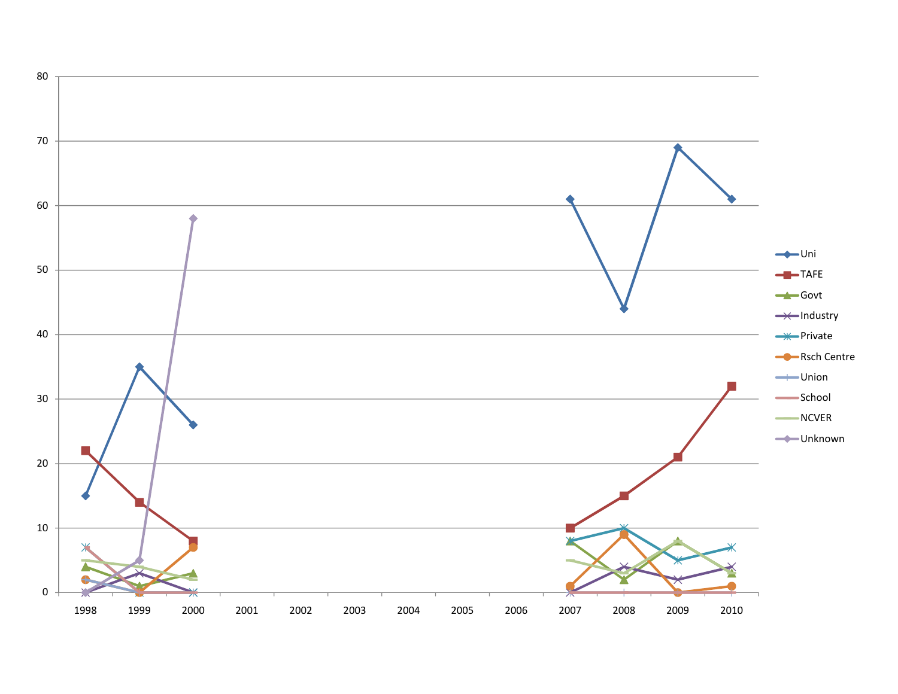80

70

60

50

40

30

20

10

0

1998 1999 2000 2001 2002 2003 2004 2005 2006 2007 2008 2009 2010

- Uni
- TAFE
- Govt
- Industry
- Private
- Rsch Centre
- Union
- School
- NCVER
- Unknown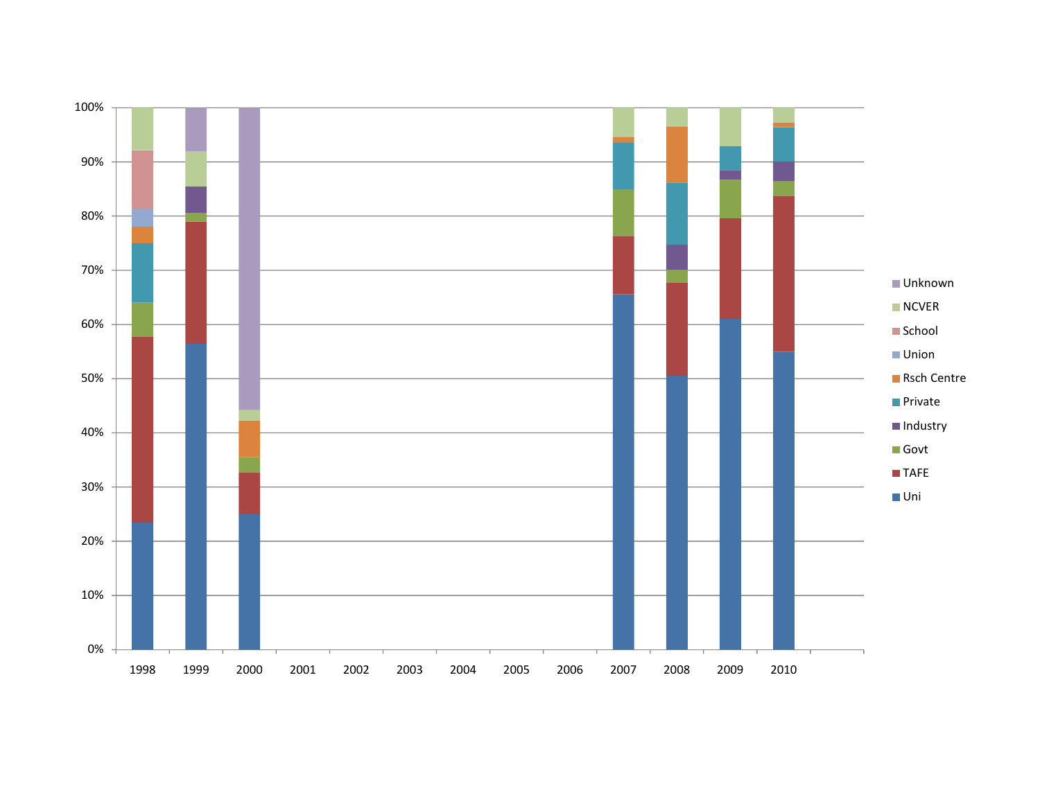100%
90%
80%
70%
60%
50%
40%
30%
20%
10%
0%

1998 1999 2000 2001 2002 2003 2004 2005 2006 2007 2008 2009 2010

- Unknown
- NCVER
- School
- Union
- Rsch Centre
- Private
- Industry
- Govt
- TAFE
- Uni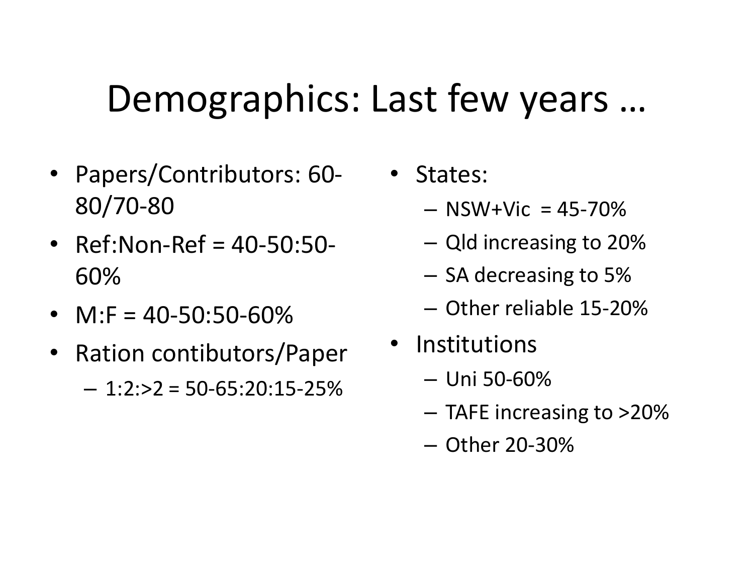# Demographics: Last few years …

- Papers/Contributors: 60-80/70-80
- Ref:Non-Ref = 40-50:50-60%
- M:F = 40-50:50-60%
- Ration contibutors/Paper
  - 1:2:>2 = 50-65:20:15-25%

- States:
  - NSW+Vic = 45-70%
  - Qld increasing to 20%
  - SA decreasing to 5%
  - Other reliable 15-20%
- Institutions
  - Uni 50-60%
  - TAFE increasing to >20%
  - Other 20-30%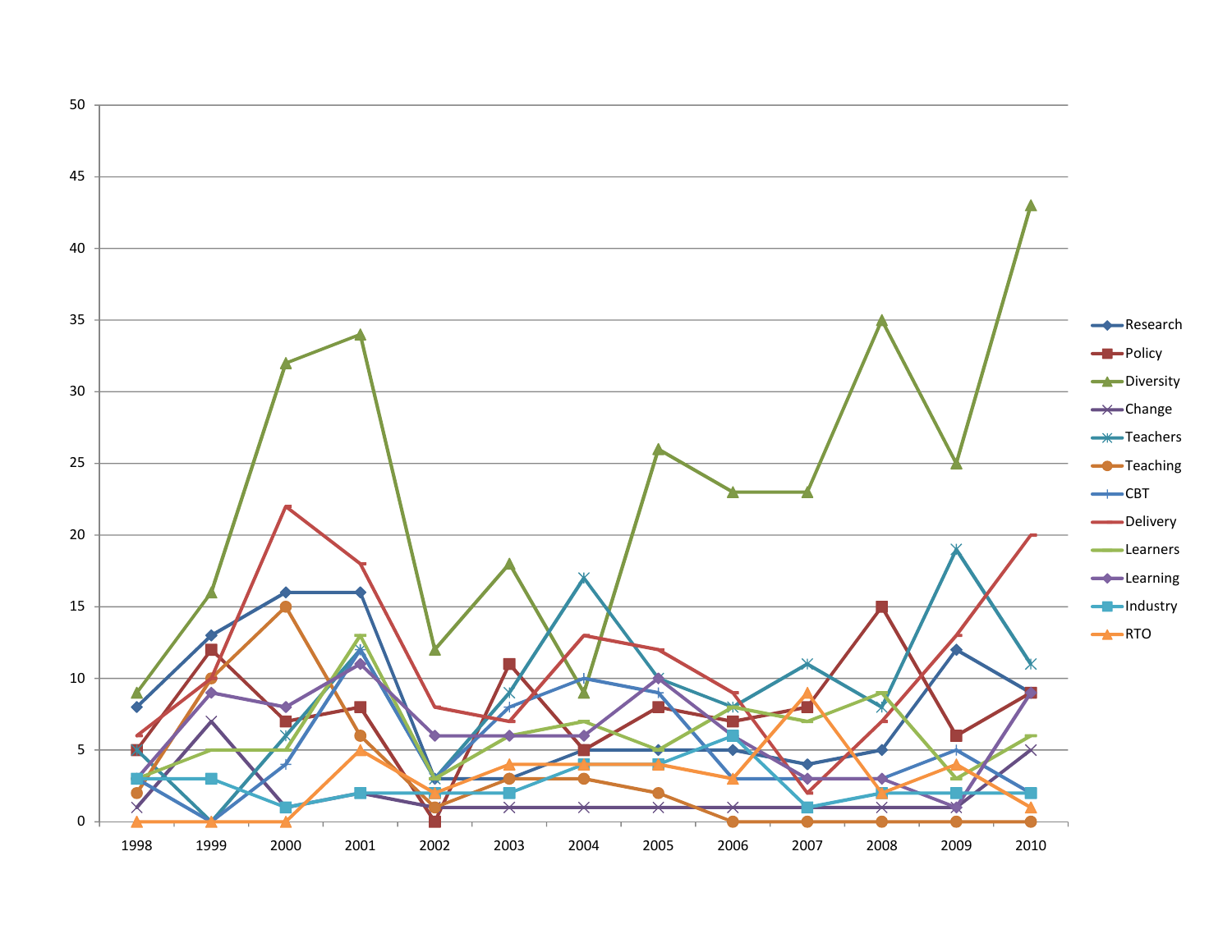50
45
40
35
30
25
20
15
10
5
0

1998 1999 2000 2001 2002 2003 2004 2005 2006 2007 2008 2009 2010

- Research
- Policy
- Diversity
- Change
- Teachers
- Teaching
- CBT
- Delivery
- Learners
- Learning
- Industry
- RTO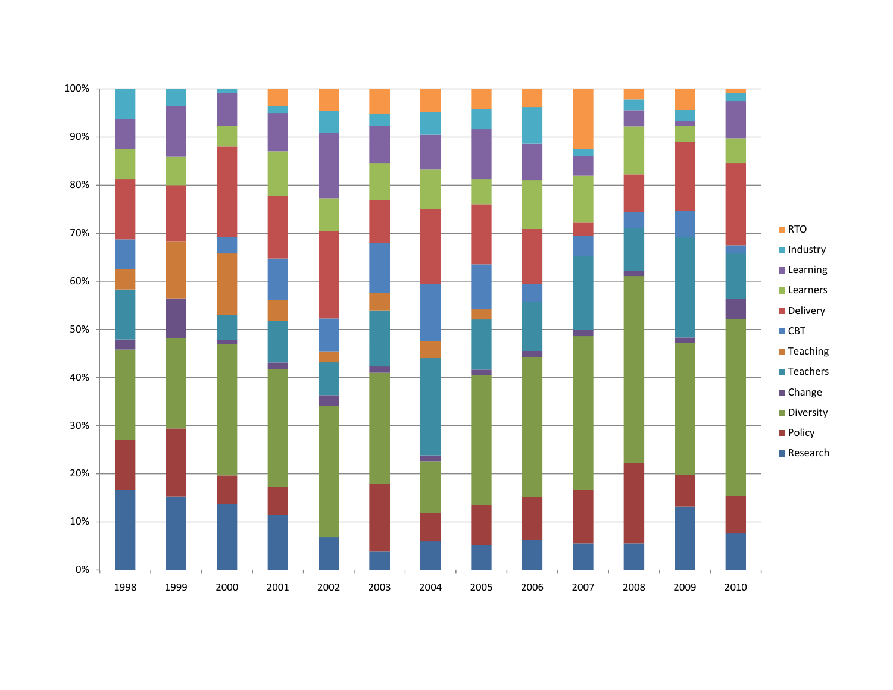100%
90%
80%
70%
60%
50%
40%
30%
20%
10%
0%

1998 1999 2000 2001 2002 2003 2004 2005 2006 2007 2008 2009 2010

- RTO
- Industry
- Learning
- Learners
- Delivery
- CBT
- Teaching
- Teachers
- Change
- Diversity
- Policy
- Research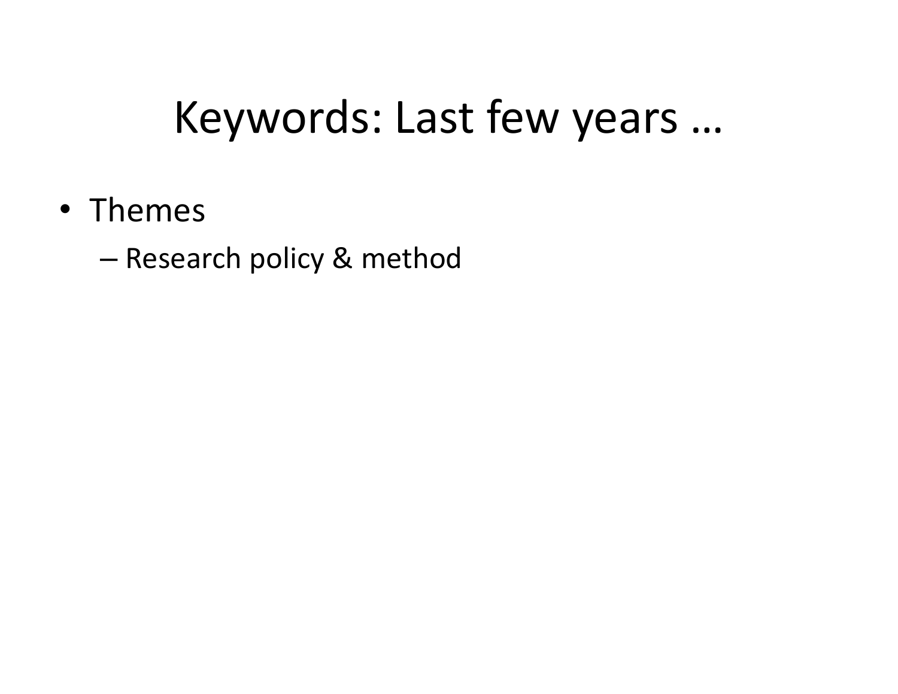# Keywords: Last few years …

- Themes
  - Research policy & method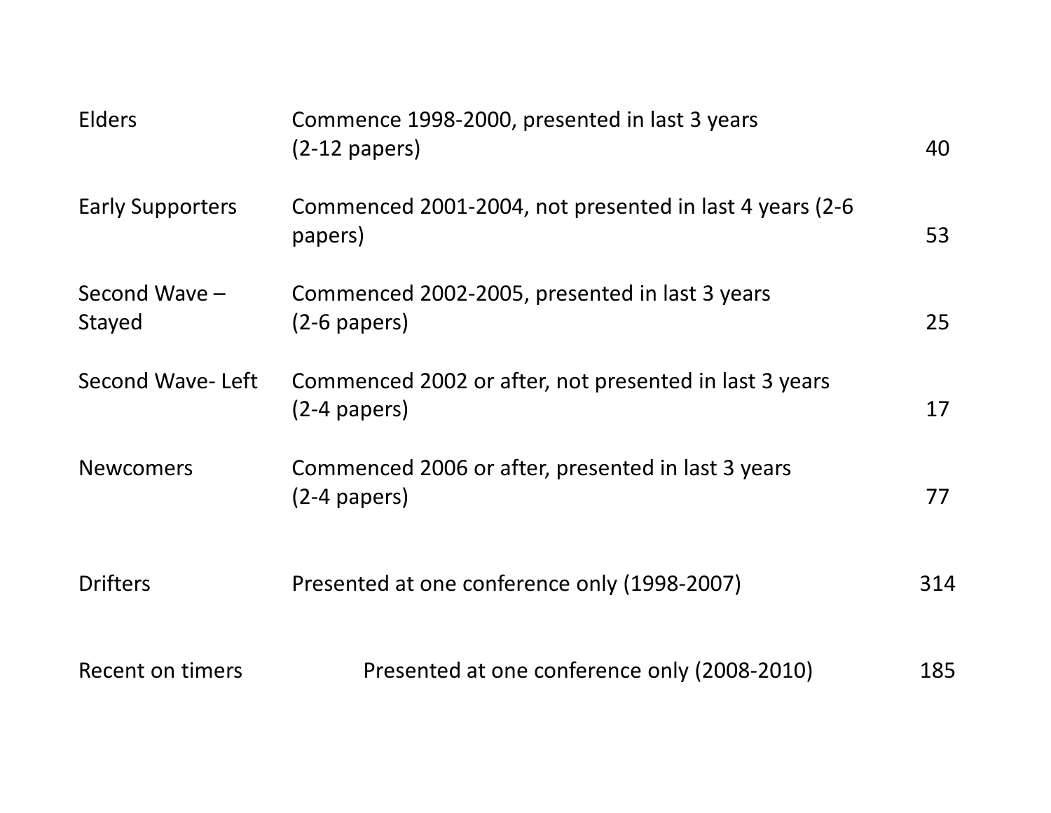| | | |
|---|---|---|
| Elders | Commence 1998-2000, presented in last 3 years (2-12 papers) | 40 |
| Early Supporters | Commenced 2001-2004, not presented in last 4 years (2-6 papers) | 53 |
| Second Wave – Stayed | Commenced 2002-2005, presented in last 3 years (2-6 papers) | 25 |
| Second Wave- Left | Commenced 2002 or after, not presented in last 3 years (2-4 papers) | 17 |
| Newcomers | Commenced 2006 or after, presented in last 3 years (2-4 papers) | 77 |
| Drifters | Presented at one conference only (1998-2007) | 314 |
| Recent on timers | Presented at one conference only (2008-2010) | 185 |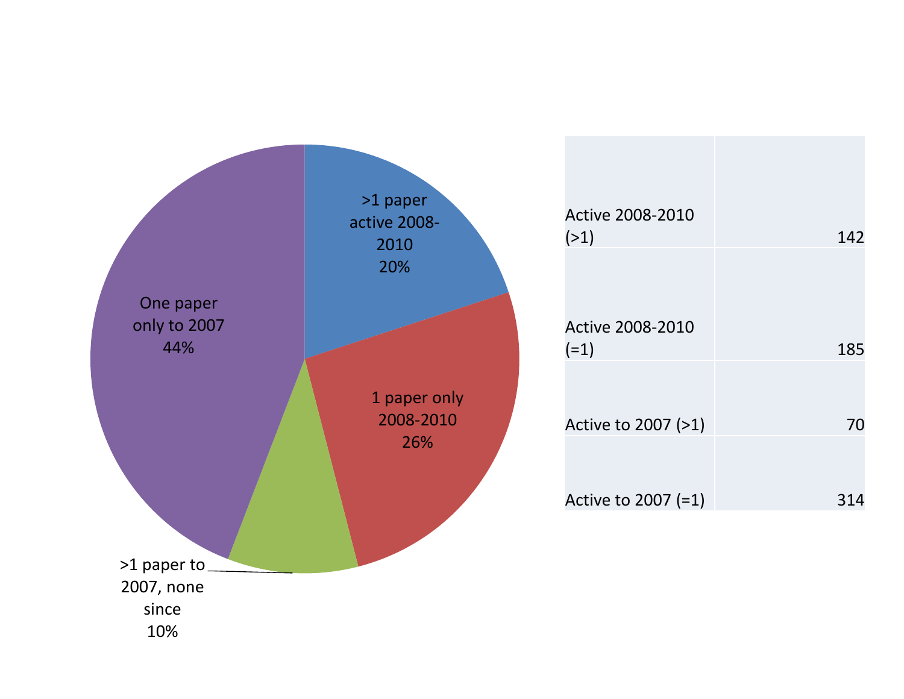>1 paper active 2008-2010
20%

1 paper only 2008-2010
26%

>1 paper to 2007, none since
10%

One paper only to 2007
44%

| | |
|---|---|
| Active 2008-2010 (>1) | 142 |
| Active 2008-2010 (=1) | 185 |
| Active to 2007 (>1) | 70 |
| Active to 2007 (=1) | 314 |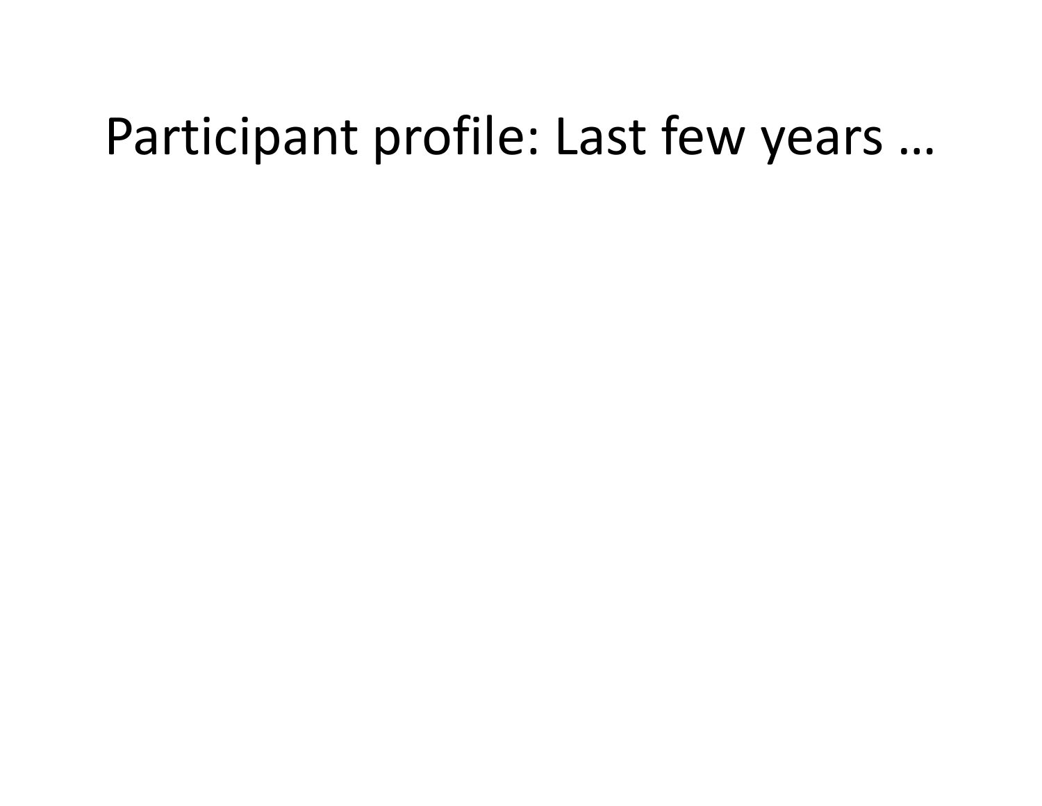# Participant profile: Last few years …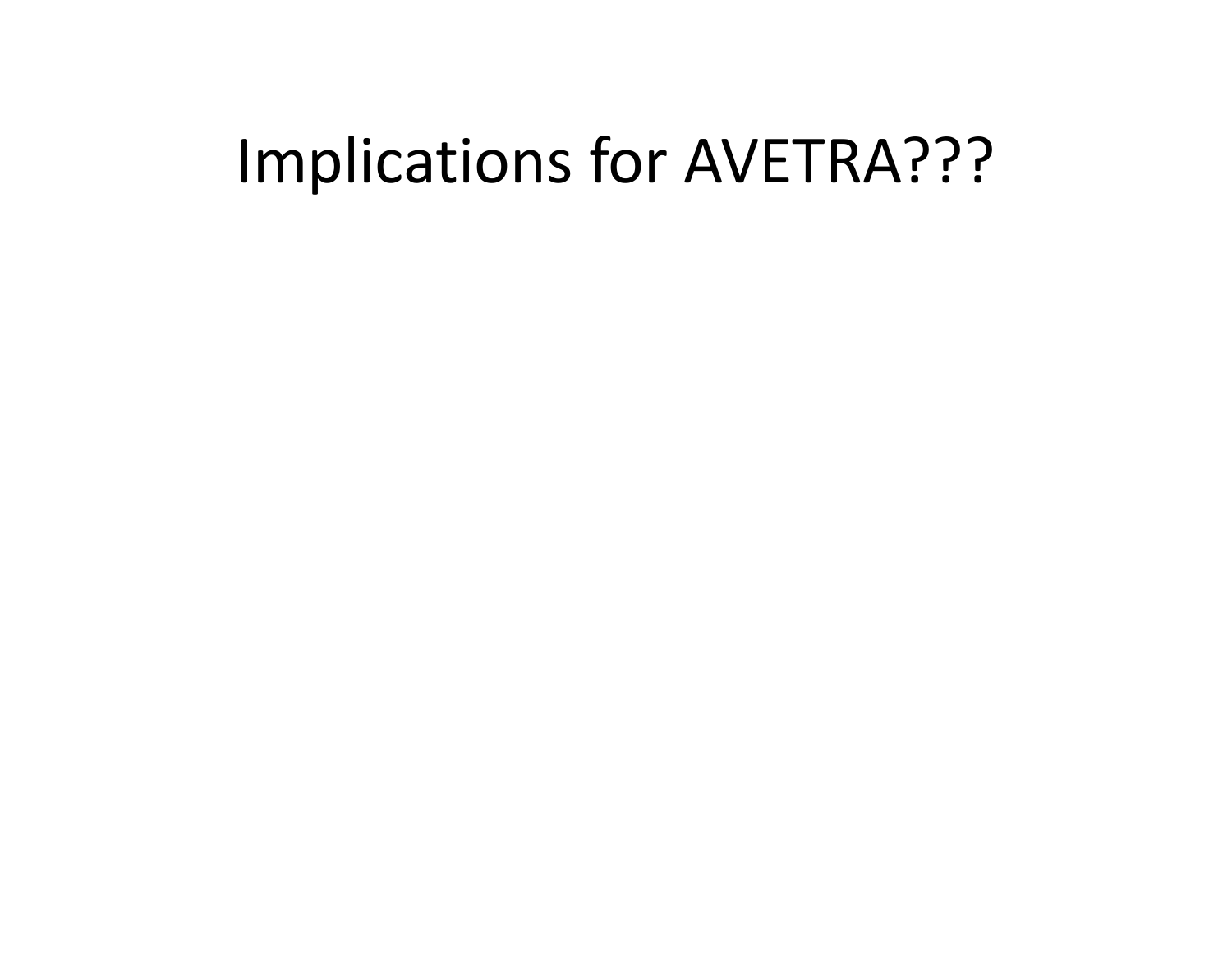# Implications for AVETRA???